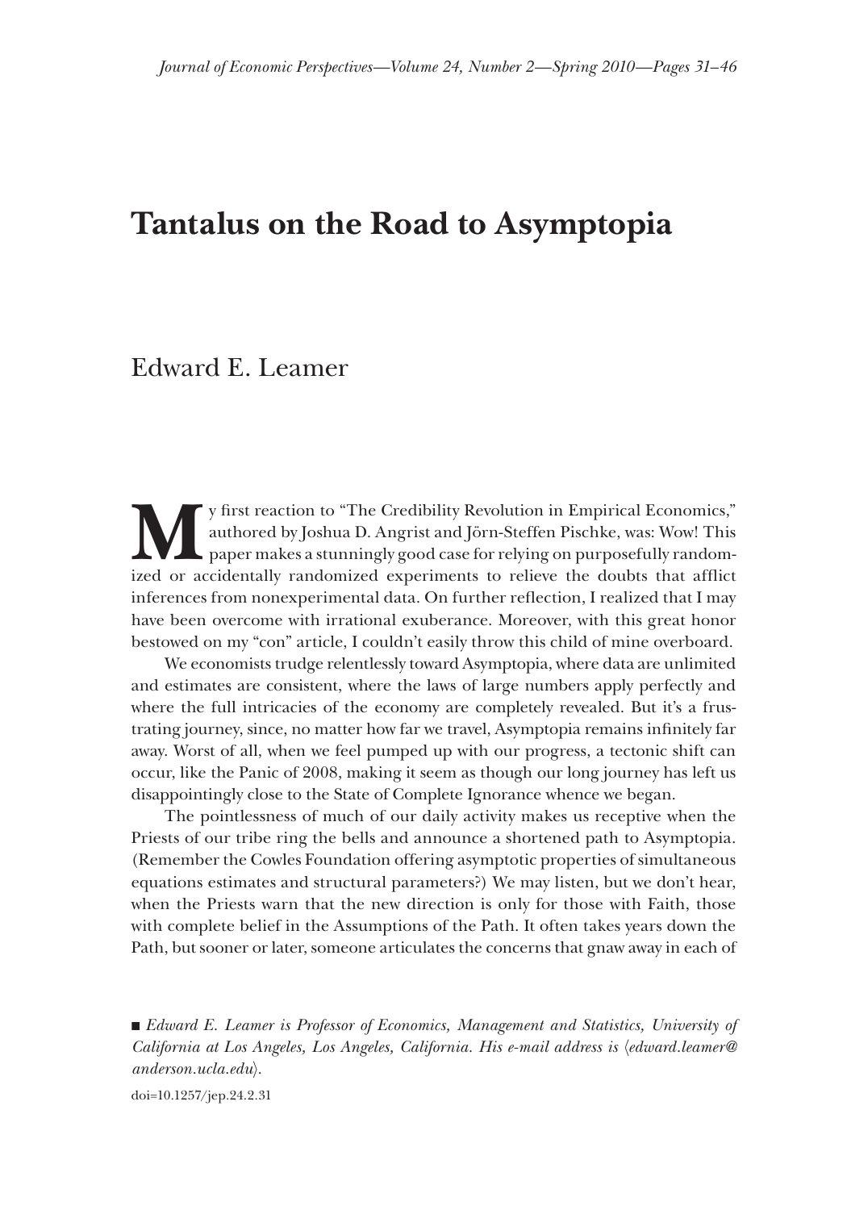# Tantalus on the Road to Asymptopia

Edward E. Leamer

My first reaction to "The Credibility Revolution in Empirical Economics," authored by Joshua D. Angrist and Jörn-Steffen Pischke, was: Wow! This paper makes a stunningly good case for relying on purposefully randomized or accidentally randomized experiments to relieve the doubts that afflict inferences from nonexperimental data. On further reflection, I realized that I may have been overcome with irrational exuberance. Moreover, with this great honor bestowed on my "con" article, I couldn't easily throw this child of mine overboard.

We economists trudge relentlessly toward Asymptopia, where data are unlimited and estimates are consistent, where the laws of large numbers apply perfectly and where the full intricacies of the economy are completely revealed. But it's a frustrating journey, since, no matter how far we travel, Asymptopia remains infinitely far away. Worst of all, when we feel pumped up with our progress, a tectonic shift can occur, like the Panic of 2008, making it seem as though our long journey has left us disappointingly close to the State of Complete Ignorance whence we began.

The pointlessness of much of our daily activity makes us receptive when the Priests of our tribe ring the bells and announce a shortened path to Asymptopia. (Remember the Cowles Foundation offering asymptotic properties of simultaneous equations estimates and structural parameters?) We may listen, but we don't hear, when the Priests warn that the new direction is only for those with Faith, those with complete belief in the Assumptions of the Path. It often takes years down the Path, but sooner or later, someone articulates the concerns that gnaw away in each of

■ *Edward E. Leamer is Professor of Economics, Management and Statistics, University of California at Los Angeles, Los Angeles, California. His e-mail address is ⟨edward.leamer@anderson.ucla.edu⟩.*

doi=10.1257/jep.24.2.31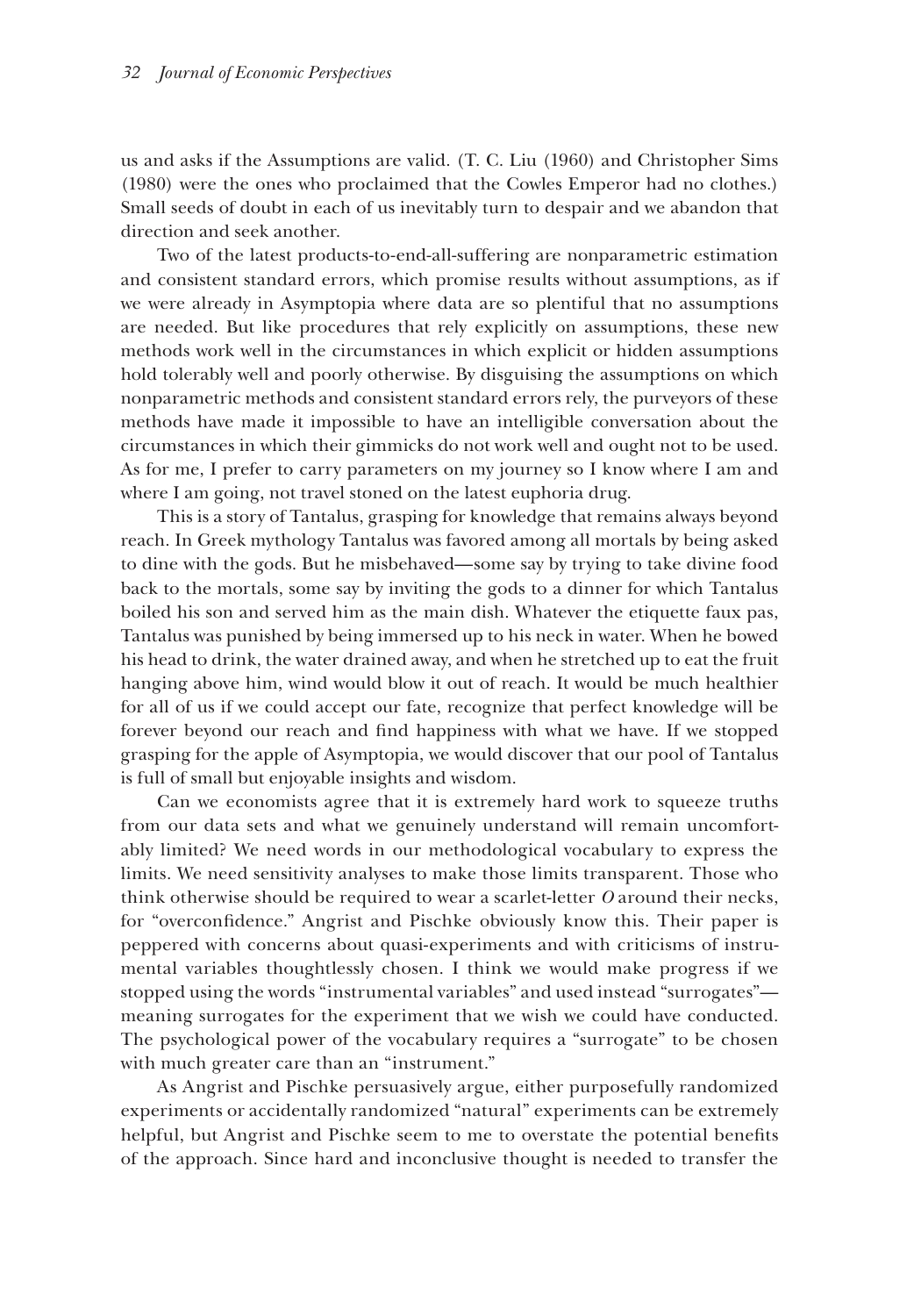us and asks if the Assumptions are valid. (T. C. Liu (1960) and Christopher Sims (1980) were the ones who proclaimed that the Cowles Emperor had no clothes.) Small seeds of doubt in each of us inevitably turn to despair and we abandon that direction and seek another.

Two of the latest products-to-end-all-suffering are nonparametric estimation and consistent standard errors, which promise results without assumptions, as if we were already in Asymptopia where data are so plentiful that no assumptions are needed. But like procedures that rely explicitly on assumptions, these new methods work well in the circumstances in which explicit or hidden assumptions hold tolerably well and poorly otherwise. By disguising the assumptions on which nonparametric methods and consistent standard errors rely, the purveyors of these methods have made it impossible to have an intelligible conversation about the circumstances in which their gimmicks do not work well and ought not to be used. As for me, I prefer to carry parameters on my journey so I know where I am and where I am going, not travel stoned on the latest euphoria drug.

This is a story of Tantalus, grasping for knowledge that remains always beyond reach. In Greek mythology Tantalus was favored among all mortals by being asked to dine with the gods. But he misbehaved—some say by trying to take divine food back to the mortals, some say by inviting the gods to a dinner for which Tantalus boiled his son and served him as the main dish. Whatever the etiquette faux pas, Tantalus was punished by being immersed up to his neck in water. When he bowed his head to drink, the water drained away, and when he stretched up to eat the fruit hanging above him, wind would blow it out of reach. It would be much healthier for all of us if we could accept our fate, recognize that perfect knowledge will be forever beyond our reach and find happiness with what we have. If we stopped grasping for the apple of Asymptopia, we would discover that our pool of Tantalus is full of small but enjoyable insights and wisdom.

Can we economists agree that it is extremely hard work to squeeze truths from our data sets and what we genuinely understand will remain uncomfortably limited? We need words in our methodological vocabulary to express the limits. We need sensitivity analyses to make those limits transparent. Those who think otherwise should be required to wear a scarlet-letter *O* around their necks, for "overconfidence." Angrist and Pischke obviously know this. Their paper is peppered with concerns about quasi-experiments and with criticisms of instrumental variables thoughtlessly chosen. I think we would make progress if we stopped using the words "instrumental variables" and used instead "surrogates"—meaning surrogates for the experiment that we wish we could have conducted. The psychological power of the vocabulary requires a "surrogate" to be chosen with much greater care than an "instrument."

As Angrist and Pischke persuasively argue, either purposefully randomized experiments or accidentally randomized "natural" experiments can be extremely helpful, but Angrist and Pischke seem to me to overstate the potential benefits of the approach. Since hard and inconclusive thought is needed to transfer the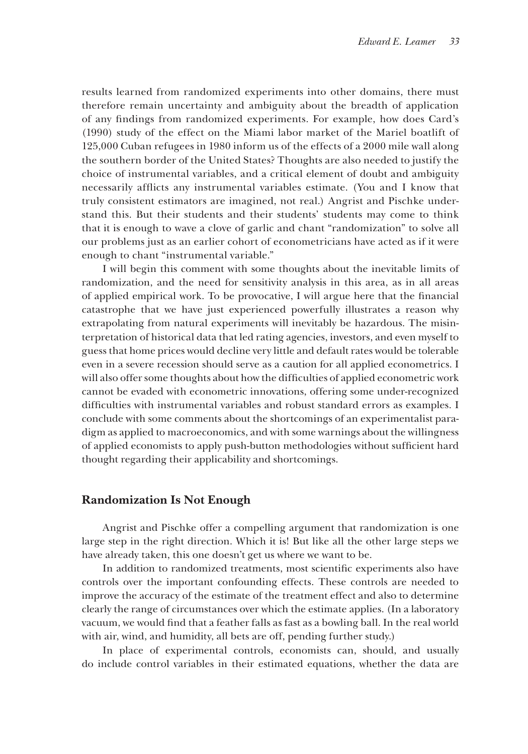results learned from randomized experiments into other domains, there must therefore remain uncertainty and ambiguity about the breadth of application of any findings from randomized experiments. For example, how does Card's (1990) study of the effect on the Miami labor market of the Mariel boatlift of 125,000 Cuban refugees in 1980 inform us of the effects of a 2000 mile wall along the southern border of the United States? Thoughts are also needed to justify the choice of instrumental variables, and a critical element of doubt and ambiguity necessarily afflicts any instrumental variables estimate. (You and I know that truly consistent estimators are imagined, not real.) Angrist and Pischke understand this. But their students and their students' students may come to think that it is enough to wave a clove of garlic and chant "randomization" to solve all our problems just as an earlier cohort of econometricians have acted as if it were enough to chant "instrumental variable."

I will begin this comment with some thoughts about the inevitable limits of randomization, and the need for sensitivity analysis in this area, as in all areas of applied empirical work. To be provocative, I will argue here that the financial catastrophe that we have just experienced powerfully illustrates a reason why extrapolating from natural experiments will inevitably be hazardous. The misinterpretation of historical data that led rating agencies, investors, and even myself to guess that home prices would decline very little and default rates would be tolerable even in a severe recession should serve as a caution for all applied econometrics. I will also offer some thoughts about how the difficulties of applied econometric work cannot be evaded with econometric innovations, offering some under-recognized difficulties with instrumental variables and robust standard errors as examples. I conclude with some comments about the shortcomings of an experimentalist paradigm as applied to macroeconomics, and with some warnings about the willingness of applied economists to apply push-button methodologies without sufficient hard thought regarding their applicability and shortcomings.

## Randomization Is Not Enough

Angrist and Pischke offer a compelling argument that randomization is one large step in the right direction. Which it is! But like all the other large steps we have already taken, this one doesn't get us where we want to be.

In addition to randomized treatments, most scientific experiments also have controls over the important confounding effects. These controls are needed to improve the accuracy of the estimate of the treatment effect and also to determine clearly the range of circumstances over which the estimate applies. (In a laboratory vacuum, we would find that a feather falls as fast as a bowling ball. In the real world with air, wind, and humidity, all bets are off, pending further study.)

In place of experimental controls, economists can, should, and usually do include control variables in their estimated equations, whether the data are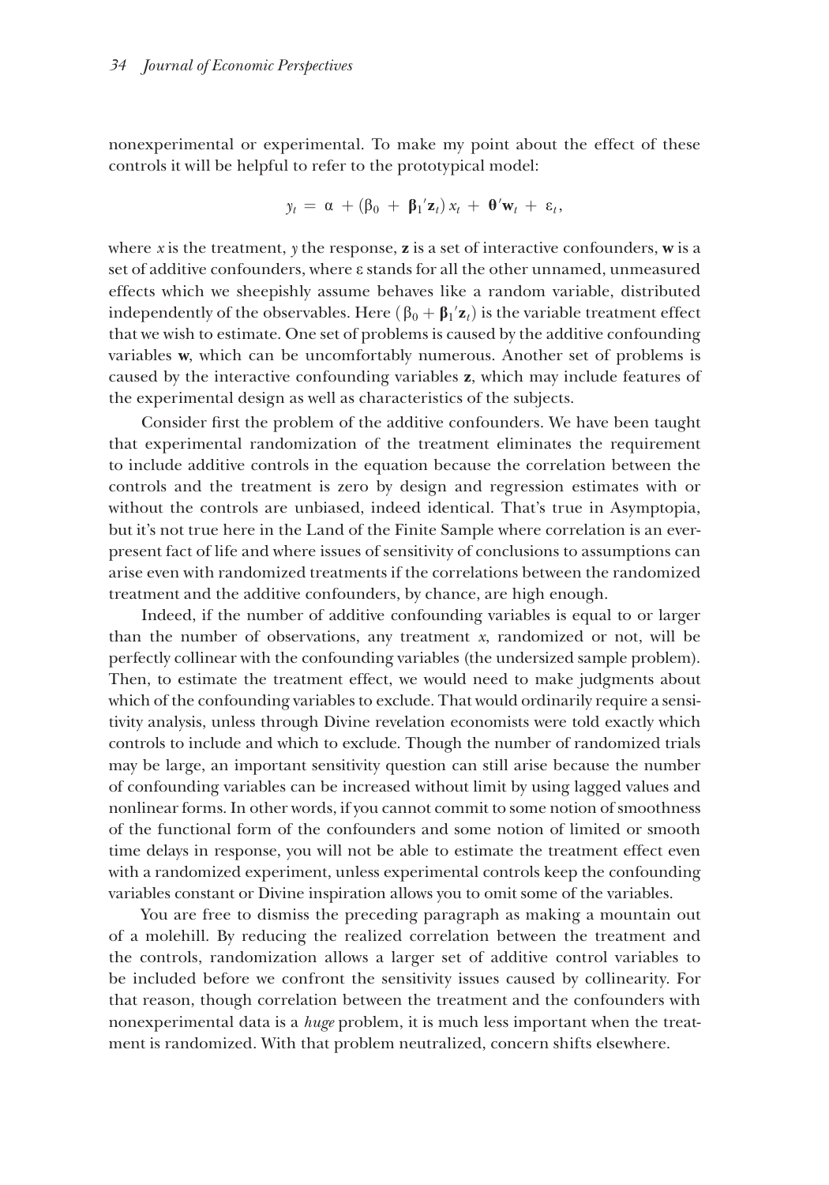nonexperimental or experimental. To make my point about the effect of these controls it will be helpful to refer to the prototypical model:

$$y_t = \alpha + (\beta_0 + \boldsymbol{\beta}_1{}'\mathbf{z}_t)\, x_t + \boldsymbol{\theta}'\mathbf{w}_t + \varepsilon_t,$$

where $x$ is the treatment, $y$ the response, $\mathbf{z}$ is a set of interactive confounders, $\mathbf{w}$ is a set of additive confounders, where $\varepsilon$ stands for all the other unnamed, unmeasured effects which we sheepishly assume behaves like a random variable, distributed independently of the observables. Here $(\beta_0 + \boldsymbol{\beta}_1{}'\mathbf{z}_t)$ is the variable treatment effect that we wish to estimate. One set of problems is caused by the additive confounding variables $\mathbf{w}$, which can be uncomfortably numerous. Another set of problems is caused by the interactive confounding variables $\mathbf{z}$, which may include features of the experimental design as well as characteristics of the subjects.

Consider first the problem of the additive confounders. We have been taught that experimental randomization of the treatment eliminates the requirement to include additive controls in the equation because the correlation between the controls and the treatment is zero by design and regression estimates with or without the controls are unbiased, indeed identical. That's true in Asymptopia, but it's not true here in the Land of the Finite Sample where correlation is an ever-present fact of life and where issues of sensitivity of conclusions to assumptions can arise even with randomized treatments if the correlations between the randomized treatment and the additive confounders, by chance, are high enough.

Indeed, if the number of additive confounding variables is equal to or larger than the number of observations, any treatment $x$, randomized or not, will be perfectly collinear with the confounding variables (the undersized sample problem). Then, to estimate the treatment effect, we would need to make judgments about which of the confounding variables to exclude. That would ordinarily require a sensitivity analysis, unless through Divine revelation economists were told exactly which controls to include and which to exclude. Though the number of randomized trials may be large, an important sensitivity question can still arise because the number of confounding variables can be increased without limit by using lagged values and nonlinear forms. In other words, if you cannot commit to some notion of smoothness of the functional form of the confounders and some notion of limited or smooth time delays in response, you will not be able to estimate the treatment effect even with a randomized experiment, unless experimental controls keep the confounding variables constant or Divine inspiration allows you to omit some of the variables.

You are free to dismiss the preceding paragraph as making a mountain out of a molehill. By reducing the realized correlation between the treatment and the controls, randomization allows a larger set of additive control variables to be included before we confront the sensitivity issues caused by collinearity. For that reason, though correlation between the treatment and the confounders with nonexperimental data is a *huge* problem, it is much less important when the treatment is randomized. With that problem neutralized, concern shifts elsewhere.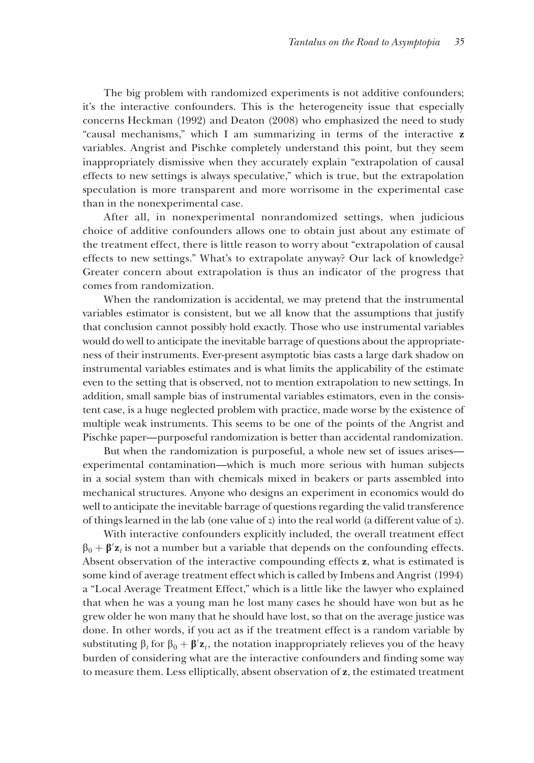The big problem with randomized experiments is not additive confounders; it's the interactive confounders. This is the heterogeneity issue that especially concerns Heckman (1992) and Deaton (2008) who emphasized the need to study "causal mechanisms," which I am summarizing in terms of the interactive $\mathbf{z}$ variables. Angrist and Pischke completely understand this point, but they seem inappropriately dismissive when they accurately explain "extrapolation of causal effects to new settings is always speculative," which is true, but the extrapolation speculation is more transparent and more worrisome in the experimental case than in the nonexperimental case.

After all, in nonexperimental nonrandomized settings, when judicious choice of additive confounders allows one to obtain just about any estimate of the treatment effect, there is little reason to worry about "extrapolation of causal effects to new settings." What's to extrapolate anyway? Our lack of knowledge? Greater concern about extrapolation is thus an indicator of the progress that comes from randomization.

When the randomization is accidental, we may pretend that the instrumental variables estimator is consistent, but we all know that the assumptions that justify that conclusion cannot possibly hold exactly. Those who use instrumental variables would do well to anticipate the inevitable barrage of questions about the appropriateness of their instruments. Ever-present asymptotic bias casts a large dark shadow on instrumental variables estimates and is what limits the applicability of the estimate even to the setting that is observed, not to mention extrapolation to new settings. In addition, small sample bias of instrumental variables estimators, even in the consistent case, is a huge neglected problem with practice, made worse by the existence of multiple weak instruments. This seems to be one of the points of the Angrist and Pischke paper—purposeful randomization is better than accidental randomization.

But when the randomization is purposeful, a whole new set of issues arises—experimental contamination—which is much more serious with human subjects in a social system than with chemicals mixed in beakers or parts assembled into mechanical structures. Anyone who designs an experiment in economics would do well to anticipate the inevitable barrage of questions regarding the valid transference of things learned in the lab (one value of $z$) into the real world (a different value of $z$).

With interactive confounders explicitly included, the overall treatment effect $\beta_0 + \boldsymbol{\beta}'\mathbf{z}_t$ is not a number but a variable that depends on the confounding effects. Absent observation of the interactive compounding effects $\mathbf{z}$, what is estimated is some kind of average treatment effect which is called by Imbens and Angrist (1994) a "Local Average Treatment Effect," which is a little like the lawyer who explained that when he was a young man he lost many cases he should have won but as he grew older he won many that he should have lost, so that on the average justice was done. In other words, if you act as if the treatment effect is a random variable by substituting $\beta_t$ for $\beta_0 + \boldsymbol{\beta}'\mathbf{z}_t$, the notation inappropriately relieves you of the heavy burden of considering what are the interactive confounders and finding some way to measure them. Less elliptically, absent observation of $\mathbf{z}$, the estimated treatment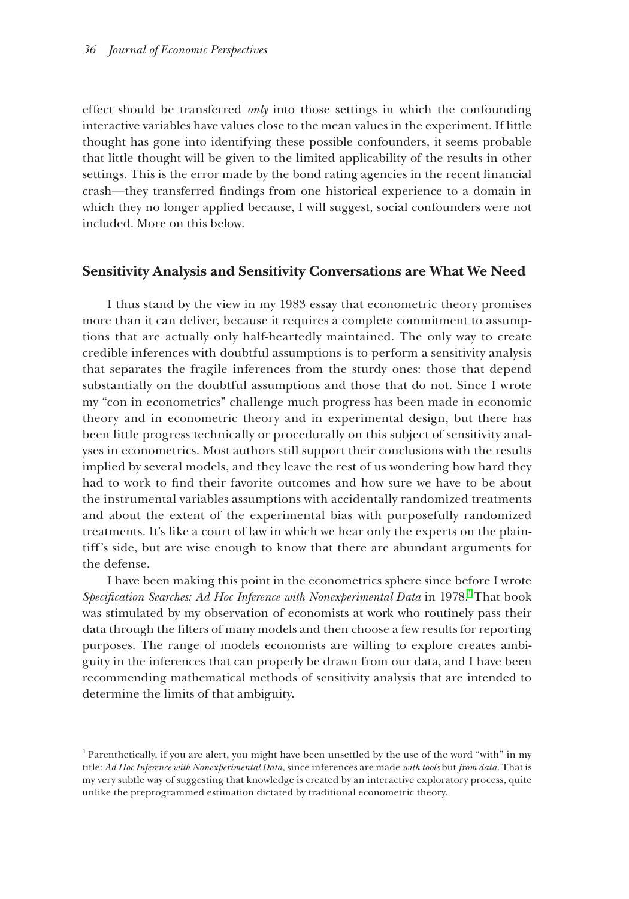effect should be transferred *only* into those settings in which the confounding interactive variables have values close to the mean values in the experiment. If little thought has gone into identifying these possible confounders, it seems probable that little thought will be given to the limited applicability of the results in other settings. This is the error made by the bond rating agencies in the recent financial crash—they transferred findings from one historical experience to a domain in which they no longer applied because, I will suggest, social confounders were not included. More on this below.

## Sensitivity Analysis and Sensitivity Conversations are What We Need

I thus stand by the view in my 1983 essay that econometric theory promises more than it can deliver, because it requires a complete commitment to assumptions that are actually only half-heartedly maintained. The only way to create credible inferences with doubtful assumptions is to perform a sensitivity analysis that separates the fragile inferences from the sturdy ones: those that depend substantially on the doubtful assumptions and those that do not. Since I wrote my "con in econometrics" challenge much progress has been made in economic theory and in econometric theory and in experimental design, but there has been little progress technically or procedurally on this subject of sensitivity analyses in econometrics. Most authors still support their conclusions with the results implied by several models, and they leave the rest of us wondering how hard they had to work to find their favorite outcomes and how sure we have to be about the instrumental variables assumptions with accidentally randomized treatments and about the extent of the experimental bias with purposefully randomized treatments. It's like a court of law in which we hear only the experts on the plaintiff's side, but are wise enough to know that there are abundant arguments for the defense.

I have been making this point in the econometrics sphere since before I wrote *Specification Searches: Ad Hoc Inference with Nonexperimental Data* in 1978.[1] That book was stimulated by my observation of economists at work who routinely pass their data through the filters of many models and then choose a few results for reporting purposes. The range of models economists are willing to explore creates ambiguity in the inferences that can properly be drawn from our data, and I have been recommending mathematical methods of sensitivity analysis that are intended to determine the limits of that ambiguity.

[1] Parenthetically, if you are alert, you might have been unsettled by the use of the word "with" in my title: *Ad Hoc Inference with Nonexperimental Data,* since inferences are made *with tools* but *from data*. That is my very subtle way of suggesting that knowledge is created by an interactive exploratory process, quite unlike the preprogrammed estimation dictated by traditional econometric theory.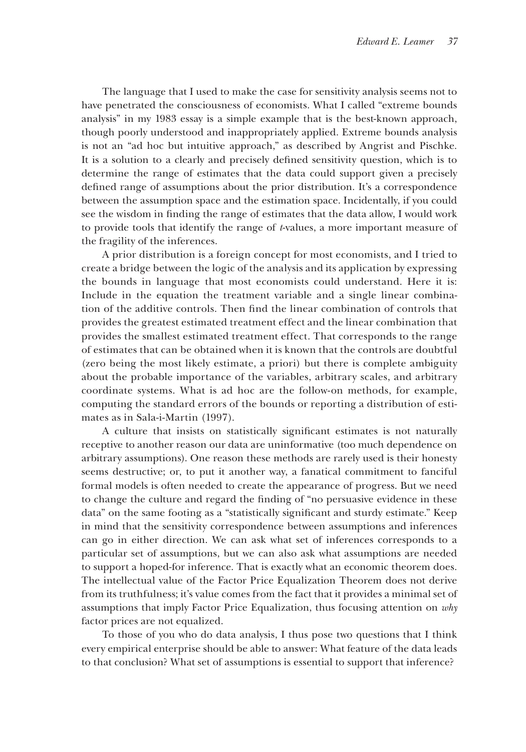The language that I used to make the case for sensitivity analysis seems not to have penetrated the consciousness of economists. What I called "extreme bounds analysis" in my 1983 essay is a simple example that is the best-known approach, though poorly understood and inappropriately applied. Extreme bounds analysis is not an "ad hoc but intuitive approach," as described by Angrist and Pischke. It is a solution to a clearly and precisely defined sensitivity question, which is to determine the range of estimates that the data could support given a precisely defined range of assumptions about the prior distribution. It's a correspondence between the assumption space and the estimation space. Incidentally, if you could see the wisdom in finding the range of estimates that the data allow, I would work to provide tools that identify the range of *t*-values, a more important measure of the fragility of the inferences.

A prior distribution is a foreign concept for most economists, and I tried to create a bridge between the logic of the analysis and its application by expressing the bounds in language that most economists could understand. Here it is: Include in the equation the treatment variable and a single linear combination of the additive controls. Then find the linear combination of controls that provides the greatest estimated treatment effect and the linear combination that provides the smallest estimated treatment effect. That corresponds to the range of estimates that can be obtained when it is known that the controls are doubtful (zero being the most likely estimate, a priori) but there is complete ambiguity about the probable importance of the variables, arbitrary scales, and arbitrary coordinate systems. What is ad hoc are the follow-on methods, for example, computing the standard errors of the bounds or reporting a distribution of estimates as in Sala-i-Martin (1997).

A culture that insists on statistically significant estimates is not naturally receptive to another reason our data are uninformative (too much dependence on arbitrary assumptions). One reason these methods are rarely used is their honesty seems destructive; or, to put it another way, a fanatical commitment to fanciful formal models is often needed to create the appearance of progress. But we need to change the culture and regard the finding of "no persuasive evidence in these data" on the same footing as a "statistically significant and sturdy estimate." Keep in mind that the sensitivity correspondence between assumptions and inferences can go in either direction. We can ask what set of inferences corresponds to a particular set of assumptions, but we can also ask what assumptions are needed to support a hoped-for inference. That is exactly what an economic theorem does. The intellectual value of the Factor Price Equalization Theorem does not derive from its truthfulness; it's value comes from the fact that it provides a minimal set of assumptions that imply Factor Price Equalization, thus focusing attention on *why* factor prices are not equalized.

To those of you who do data analysis, I thus pose two questions that I think every empirical enterprise should be able to answer: What feature of the data leads to that conclusion? What set of assumptions is essential to support that inference?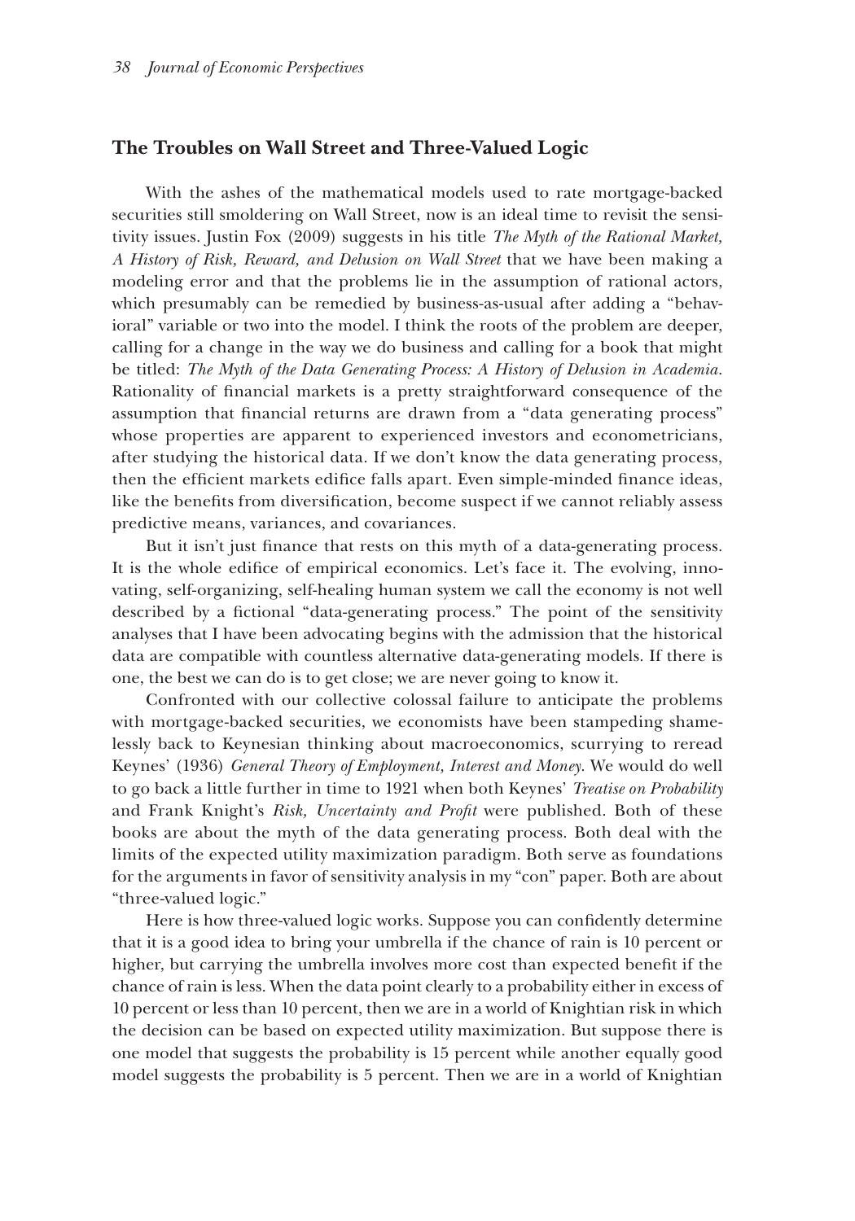## The Troubles on Wall Street and Three-Valued Logic

With the ashes of the mathematical models used to rate mortgage-backed securities still smoldering on Wall Street, now is an ideal time to revisit the sensitivity issues. Justin Fox (2009) suggests in his title *The Myth of the Rational Market, A History of Risk, Reward, and Delusion on Wall Street* that we have been making a modeling error and that the problems lie in the assumption of rational actors, which presumably can be remedied by business-as-usual after adding a "behavioral" variable or two into the model. I think the roots of the problem are deeper, calling for a change in the way we do business and calling for a book that might be titled: *The Myth of the Data Generating Process: A History of Delusion in Academia*. Rationality of financial markets is a pretty straightforward consequence of the assumption that financial returns are drawn from a "data generating process" whose properties are apparent to experienced investors and econometricians, after studying the historical data. If we don't know the data generating process, then the efficient markets edifice falls apart. Even simple-minded finance ideas, like the benefits from diversification, become suspect if we cannot reliably assess predictive means, variances, and covariances.

But it isn't just finance that rests on this myth of a data-generating process. It is the whole edifice of empirical economics. Let's face it. The evolving, innovating, self-organizing, self-healing human system we call the economy is not well described by a fictional "data-generating process." The point of the sensitivity analyses that I have been advocating begins with the admission that the historical data are compatible with countless alternative data-generating models. If there is one, the best we can do is to get close; we are never going to know it.

Confronted with our collective colossal failure to anticipate the problems with mortgage-backed securities, we economists have been stampeding shamelessly back to Keynesian thinking about macroeconomics, scurrying to reread Keynes' (1936) *General Theory of Employment, Interest and Money*. We would do well to go back a little further in time to 1921 when both Keynes' *Treatise on Probability* and Frank Knight's *Risk, Uncertainty and Profit* were published. Both of these books are about the myth of the data generating process. Both deal with the limits of the expected utility maximization paradigm. Both serve as foundations for the arguments in favor of sensitivity analysis in my "con" paper. Both are about "three-valued logic."

Here is how three-valued logic works. Suppose you can confidently determine that it is a good idea to bring your umbrella if the chance of rain is 10 percent or higher, but carrying the umbrella involves more cost than expected benefit if the chance of rain is less. When the data point clearly to a probability either in excess of 10 percent or less than 10 percent, then we are in a world of Knightian risk in which the decision can be based on expected utility maximization. But suppose there is one model that suggests the probability is 15 percent while another equally good model suggests the probability is 5 percent. Then we are in a world of Knightian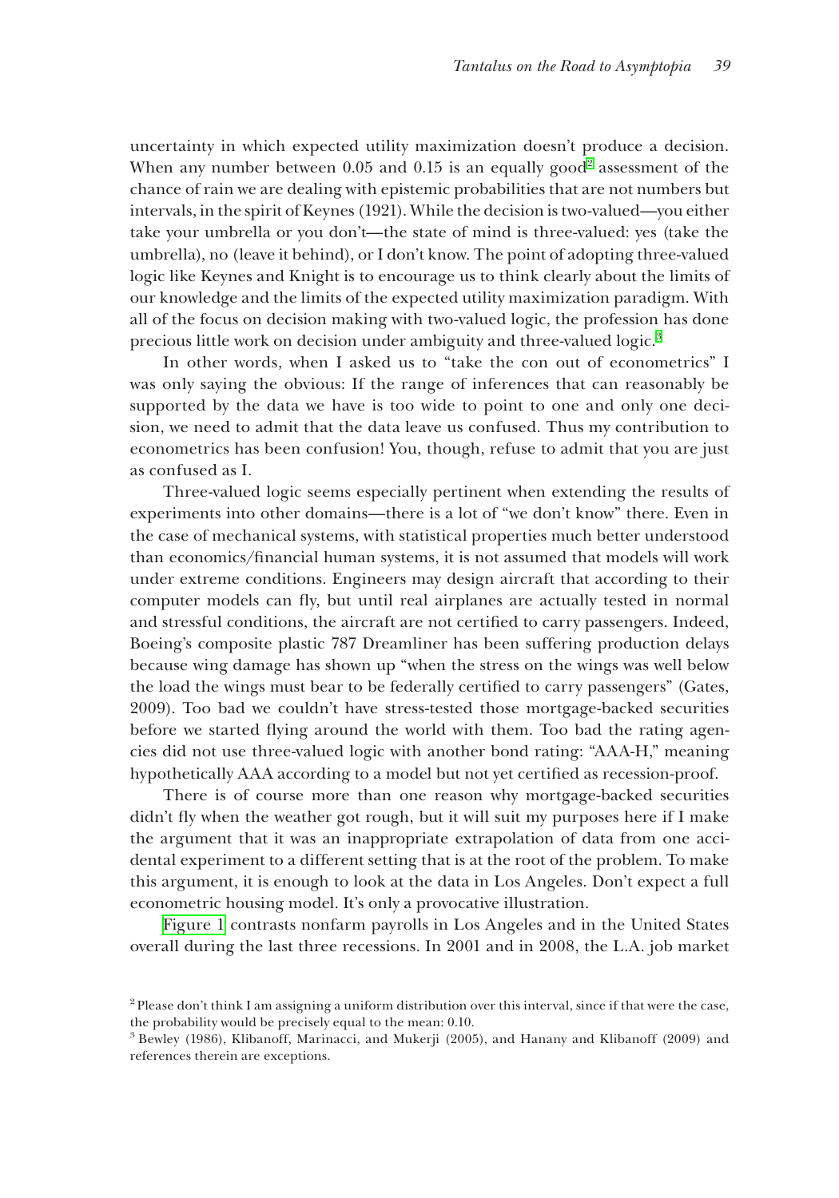uncertainty in which expected utility maximization doesn't produce a decision. When any number between 0.05 and 0.15 is an equally good[2] assessment of the chance of rain we are dealing with epistemic probabilities that are not numbers but intervals, in the spirit of Keynes (1921). While the decision is two-valued—you either take your umbrella or you don't—the state of mind is three-valued: yes (take the umbrella), no (leave it behind), or I don't know. The point of adopting three-valued logic like Keynes and Knight is to encourage us to think clearly about the limits of our knowledge and the limits of the expected utility maximization paradigm. With all of the focus on decision making with two-valued logic, the profession has done precious little work on decision under ambiguity and three-valued logic.[3]

In other words, when I asked us to "take the con out of econometrics" I was only saying the obvious: If the range of inferences that can reasonably be supported by the data we have is too wide to point to one and only one decision, we need to admit that the data leave us confused. Thus my contribution to econometrics has been confusion! You, though, refuse to admit that you are just as confused as I.

Three-valued logic seems especially pertinent when extending the results of experiments into other domains—there is a lot of "we don't know" there. Even in the case of mechanical systems, with statistical properties much better understood than economics/financial human systems, it is not assumed that models will work under extreme conditions. Engineers may design aircraft that according to their computer models can fly, but until real airplanes are actually tested in normal and stressful conditions, the aircraft are not certified to carry passengers. Indeed, Boeing's composite plastic 787 Dreamliner has been suffering production delays because wing damage has shown up "when the stress on the wings was well below the load the wings must bear to be federally certified to carry passengers" (Gates, 2009). Too bad we couldn't have stress-tested those mortgage-backed securities before we started flying around the world with them. Too bad the rating agencies did not use three-valued logic with another bond rating: "AAA-H," meaning hypothetically AAA according to a model but not yet certified as recession-proof.

There is of course more than one reason why mortgage-backed securities didn't fly when the weather got rough, but it will suit my purposes here if I make the argument that it was an inappropriate extrapolation of data from one accidental experiment to a different setting that is at the root of the problem. To make this argument, it is enough to look at the data in Los Angeles. Don't expect a full econometric housing model. It's only a provocative illustration.

Figure 1 contrasts nonfarm payrolls in Los Angeles and in the United States overall during the last three recessions. In 2001 and in 2008, the L.A. job market

[2] Please don't think I am assigning a uniform distribution over this interval, since if that were the case, the probability would be precisely equal to the mean: 0.10.

[3] Bewley (1986), Klibanoff, Marinacci, and Mukerji (2005), and Hanany and Klibanoff (2009) and references therein are exceptions.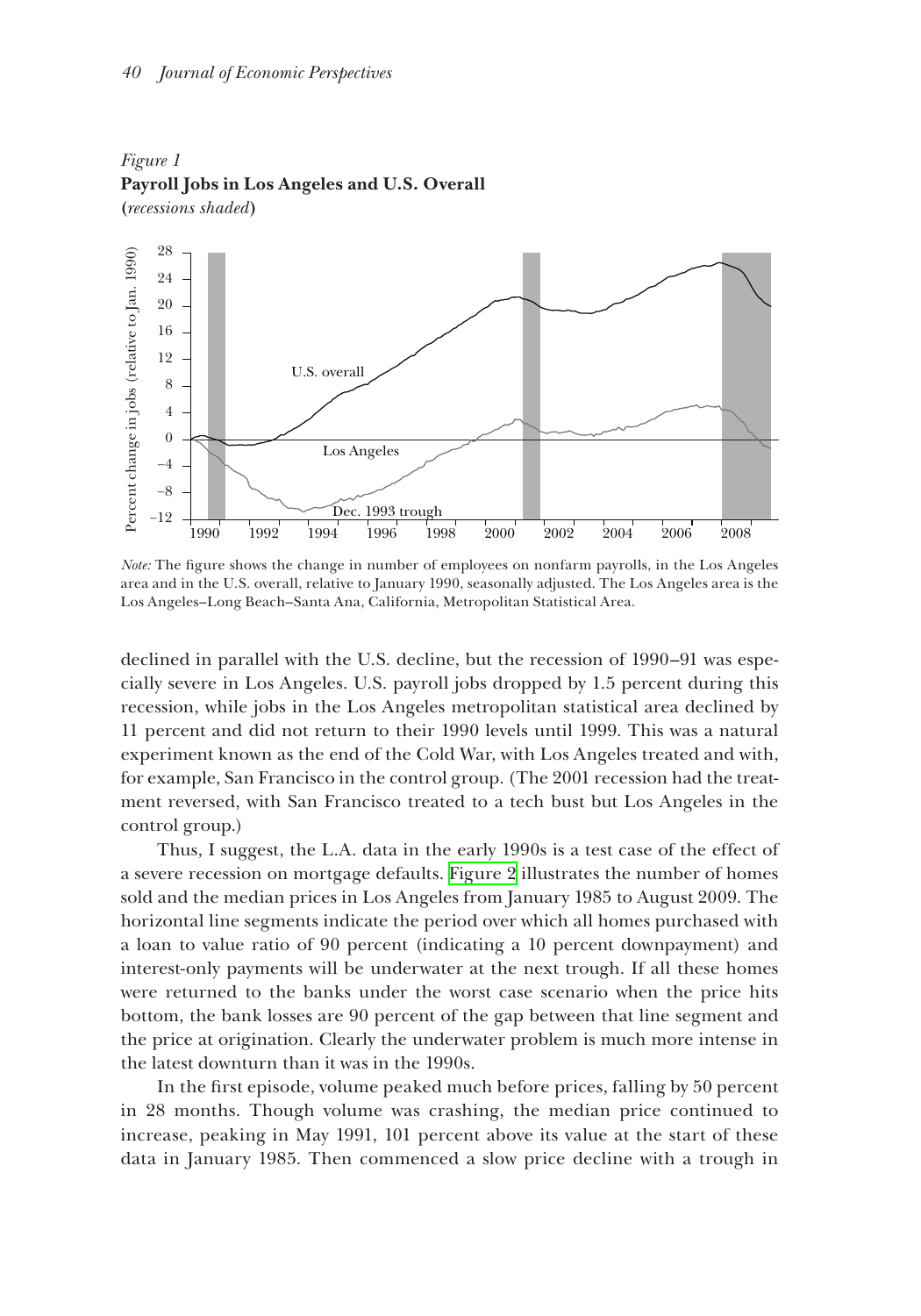*Figure 1*
**Payroll Jobs in Los Angeles and U.S. Overall**
**(***recessions shaded***)**

*Note:* The figure shows the change in number of employees on nonfarm payrolls, in the Los Angeles area and in the U.S. overall, relative to January 1990, seasonally adjusted. The Los Angeles area is the Los Angeles–Long Beach–Santa Ana, California, Metropolitan Statistical Area.

declined in parallel with the U.S. decline, but the recession of 1990–91 was especially severe in Los Angeles. U.S. payroll jobs dropped by 1.5 percent during this recession, while jobs in the Los Angeles metropolitan statistical area declined by 11 percent and did not return to their 1990 levels until 1999. This was a natural experiment known as the end of the Cold War, with Los Angeles treated and with, for example, San Francisco in the control group. (The 2001 recession had the treatment reversed, with San Francisco treated to a tech bust but Los Angeles in the control group.)

Thus, I suggest, the L.A. data in the early 1990s is a test case of the effect of a severe recession on mortgage defaults. Figure 2 illustrates the number of homes sold and the median prices in Los Angeles from January 1985 to August 2009. The horizontal line segments indicate the period over which all homes purchased with a loan to value ratio of 90 percent (indicating a 10 percent downpayment) and interest-only payments will be underwater at the next trough. If all these homes were returned to the banks under the worst case scenario when the price hits bottom, the bank losses are 90 percent of the gap between that line segment and the price at origination. Clearly the underwater problem is much more intense in the latest downturn than it was in the 1990s.

In the first episode, volume peaked much before prices, falling by 50 percent in 28 months. Though volume was crashing, the median price continued to increase, peaking in May 1991, 101 percent above its value at the start of these data in January 1985. Then commenced a slow price decline with a trough in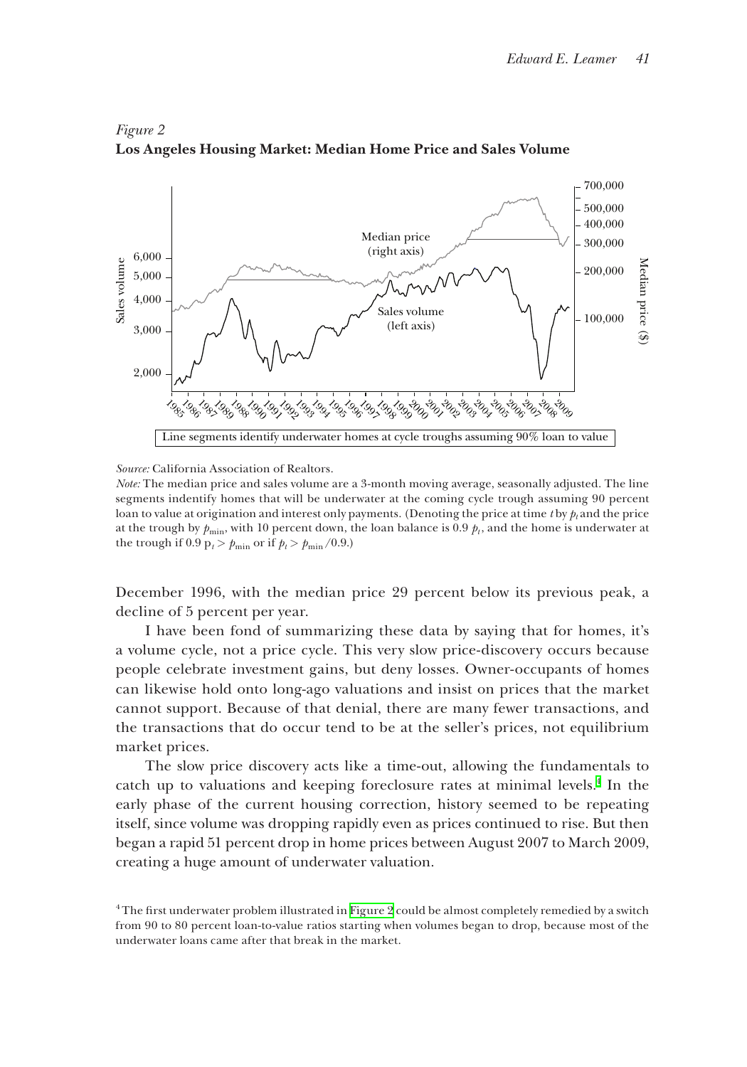*Figure 2*
**Los Angeles Housing Market: Median Home Price and Sales Volume**

Line segments identify underwater homes at cycle troughs assuming 90% loan to value

*Source:* California Association of Realtors.
*Note:* The median price and sales volume are a 3-month moving average, seasonally adjusted. The line segments indentify homes that will be underwater at the coming cycle trough assuming 90 percent loan to value at origination and interest only payments. (Denoting the price at time $t$ by $p_t$ and the price at the trough by $p_{\min}$, with 10 percent down, the loan balance is 0.9 $p_t$, and the home is underwater at the trough if 0.9 $p_t > p_{\min}$ or if $p_t > p_{\min}/0.9$.)

December 1996, with the median price 29 percent below its previous peak, a decline of 5 percent per year.

I have been fond of summarizing these data by saying that for homes, it's a volume cycle, not a price cycle. This very slow price-discovery occurs because people celebrate investment gains, but deny losses. Owner-occupants of homes can likewise hold onto long-ago valuations and insist on prices that the market cannot support. Because of that denial, there are many fewer transactions, and the transactions that do occur tend to be at the seller's prices, not equilibrium market prices.

The slow price discovery acts like a time-out, allowing the fundamentals to catch up to valuations and keeping foreclosure rates at minimal levels.[4] In the early phase of the current housing correction, history seemed to be repeating itself, since volume was dropping rapidly even as prices continued to rise. But then began a rapid 51 percent drop in home prices between August 2007 to March 2009, creating a huge amount of underwater valuation.

[4] The first underwater problem illustrated in Figure 2 could be almost completely remedied by a switch from 90 to 80 percent loan-to-value ratios starting when volumes began to drop, because most of the underwater loans came after that break in the market.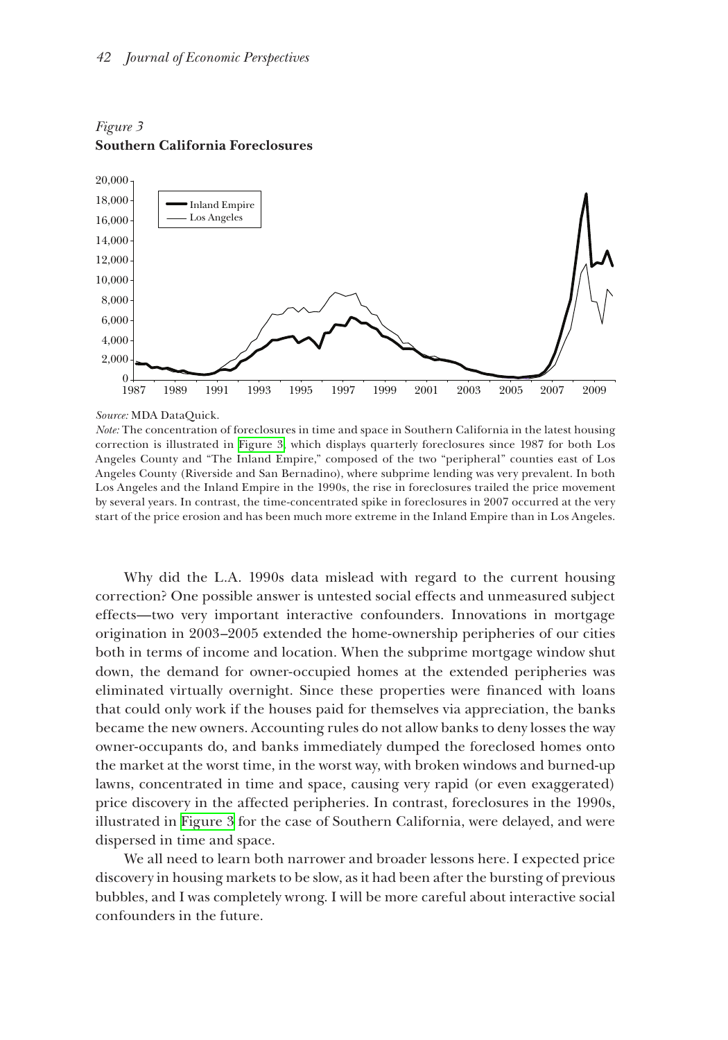*Figure 3*
**Southern California Foreclosures**

*Source:* MDA DataQuick.
*Note:* The concentration of foreclosures in time and space in Southern California in the latest housing correction is illustrated in Figure 3, which displays quarterly foreclosures since 1987 for both Los Angeles County and "The Inland Empire," composed of the two "peripheral" counties east of Los Angeles County (Riverside and San Bernadino), where subprime lending was very prevalent. In both Los Angeles and the Inland Empire in the 1990s, the rise in foreclosures trailed the price movement by several years. In contrast, the time-concentrated spike in foreclosures in 2007 occurred at the very start of the price erosion and has been much more extreme in the Inland Empire than in Los Angeles.

Why did the L.A. 1990s data mislead with regard to the current housing correction? One possible answer is untested social effects and unmeasured subject effects—two very important interactive confounders. Innovations in mortgage origination in 2003–2005 extended the home-ownership peripheries of our cities both in terms of income and location. When the subprime mortgage window shut down, the demand for owner-occupied homes at the extended peripheries was eliminated virtually overnight. Since these properties were financed with loans that could only work if the houses paid for themselves via appreciation, the banks became the new owners. Accounting rules do not allow banks to deny losses the way owner-occupants do, and banks immediately dumped the foreclosed homes onto the market at the worst time, in the worst way, with broken windows and burned-up lawns, concentrated in time and space, causing very rapid (or even exaggerated) price discovery in the affected peripheries. In contrast, foreclosures in the 1990s, illustrated in Figure 3 for the case of Southern California, were delayed, and were dispersed in time and space.

We all need to learn both narrower and broader lessons here. I expected price discovery in housing markets to be slow, as it had been after the bursting of previous bubbles, and I was completely wrong. I will be more careful about interactive social confounders in the future.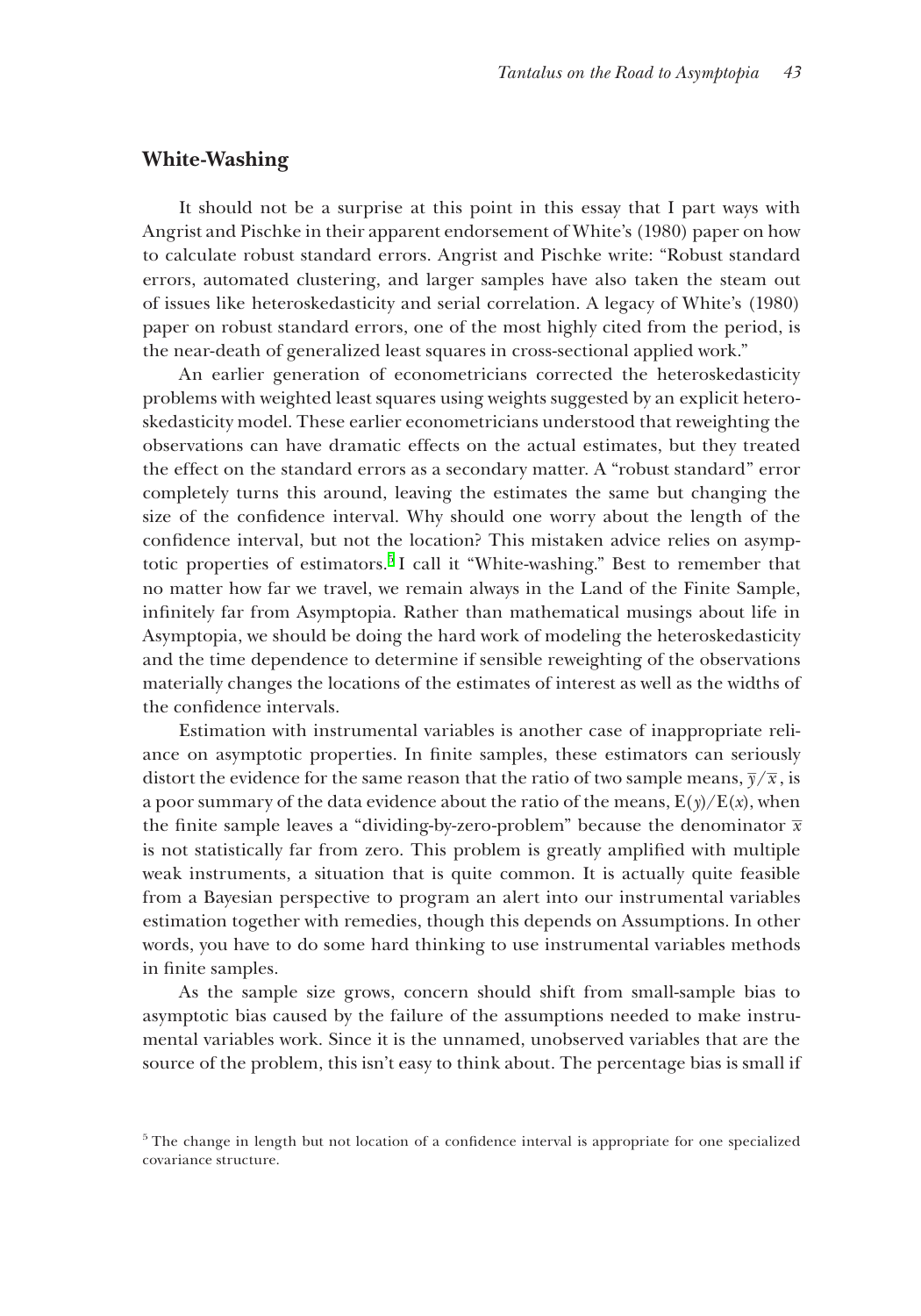## White-Washing

It should not be a surprise at this point in this essay that I part ways with Angrist and Pischke in their apparent endorsement of White's (1980) paper on how to calculate robust standard errors. Angrist and Pischke write: "Robust standard errors, automated clustering, and larger samples have also taken the steam out of issues like heteroskedasticity and serial correlation. A legacy of White's (1980) paper on robust standard errors, one of the most highly cited from the period, is the near-death of generalized least squares in cross-sectional applied work."

An earlier generation of econometricians corrected the heteroskedasticity problems with weighted least squares using weights suggested by an explicit heteroskedasticity model. These earlier econometricians understood that reweighting the observations can have dramatic effects on the actual estimates, but they treated the effect on the standard errors as a secondary matter. A "robust standard" error completely turns this around, leaving the estimates the same but changing the size of the confidence interval. Why should one worry about the length of the confidence interval, but not the location? This mistaken advice relies on asymptotic properties of estimators.[5] I call it "White-washing." Best to remember that no matter how far we travel, we remain always in the Land of the Finite Sample, infinitely far from Asymptopia. Rather than mathematical musings about life in Asymptopia, we should be doing the hard work of modeling the heteroskedasticity and the time dependence to determine if sensible reweighting of the observations materially changes the locations of the estimates of interest as well as the widths of the confidence intervals.

Estimation with instrumental variables is another case of inappropriate reliance on asymptotic properties. In finite samples, these estimators can seriously distort the evidence for the same reason that the ratio of two sample means, $\overline{y}/\overline{x}$, is a poor summary of the data evidence about the ratio of the means, $E(y)/E(x)$, when the finite sample leaves a "dividing-by-zero-problem" because the denominator $\overline{x}$ is not statistically far from zero. This problem is greatly amplified with multiple weak instruments, a situation that is quite common. It is actually quite feasible from a Bayesian perspective to program an alert into our instrumental variables estimation together with remedies, though this depends on Assumptions. In other words, you have to do some hard thinking to use instrumental variables methods in finite samples.

As the sample size grows, concern should shift from small-sample bias to asymptotic bias caused by the failure of the assumptions needed to make instrumental variables work. Since it is the unnamed, unobserved variables that are the source of the problem, this isn't easy to think about. The percentage bias is small if

[5] The change in length but not location of a confidence interval is appropriate for one specialized covariance structure.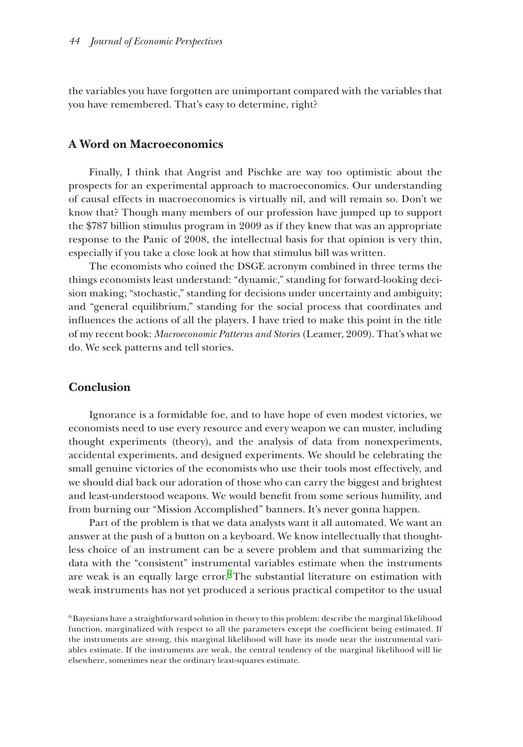the variables you have forgotten are unimportant compared with the variables that you have remembered. That's easy to determine, right?

## A Word on Macroeconomics

Finally, I think that Angrist and Pischke are way too optimistic about the prospects for an experimental approach to macroeconomics. Our understanding of causal effects in macroeconomics is virtually nil, and will remain so. Don't we know that? Though many members of our profession have jumped up to support the $787 billion stimulus program in 2009 as if they knew that was an appropriate response to the Panic of 2008, the intellectual basis for that opinion is very thin, especially if you take a close look at how that stimulus bill was written.

The economists who coined the DSGE acronym combined in three terms the things economists least understand: "dynamic," standing for forward-looking decision making; "stochastic," standing for decisions under uncertainty and ambiguity; and "general equilibrium," standing for the social process that coordinates and influences the actions of all the players. I have tried to make this point in the title of my recent book: *Macroeconomic Patterns and Stories* (Leamer, 2009). That's what we do. We seek patterns and tell stories.

## Conclusion

Ignorance is a formidable foe, and to have hope of even modest victories, we economists need to use every resource and every weapon we can muster, including thought experiments (theory), and the analysis of data from nonexperiments, accidental experiments, and designed experiments. We should be celebrating the small genuine victories of the economists who use their tools most effectively, and we should dial back our adoration of those who can carry the biggest and brightest and least-understood weapons. We would benefit from some serious humility, and from burning our "Mission Accomplished" banners. It's never gonna happen.

Part of the problem is that we data analysts want it all automated. We want an answer at the push of a button on a keyboard. We know intellectually that thoughtless choice of an instrument can be a severe problem and that summarizing the data with the "consistent" instrumental variables estimate when the instruments are weak is an equally large error.[6] The substantial literature on estimation with weak instruments has not yet produced a serious practical competitor to the usual

[6] Bayesians have a straightforward solution in theory to this problem: describe the marginal likelihood function, marginalized with respect to all the parameters except the coefficient being estimated. If the instruments are strong, this marginal likelihood will have its mode near the instrumental variables estimate. If the instruments are weak, the central tendency of the marginal likelihood will lie elsewhere, sometimes near the ordinary least-squares estimate.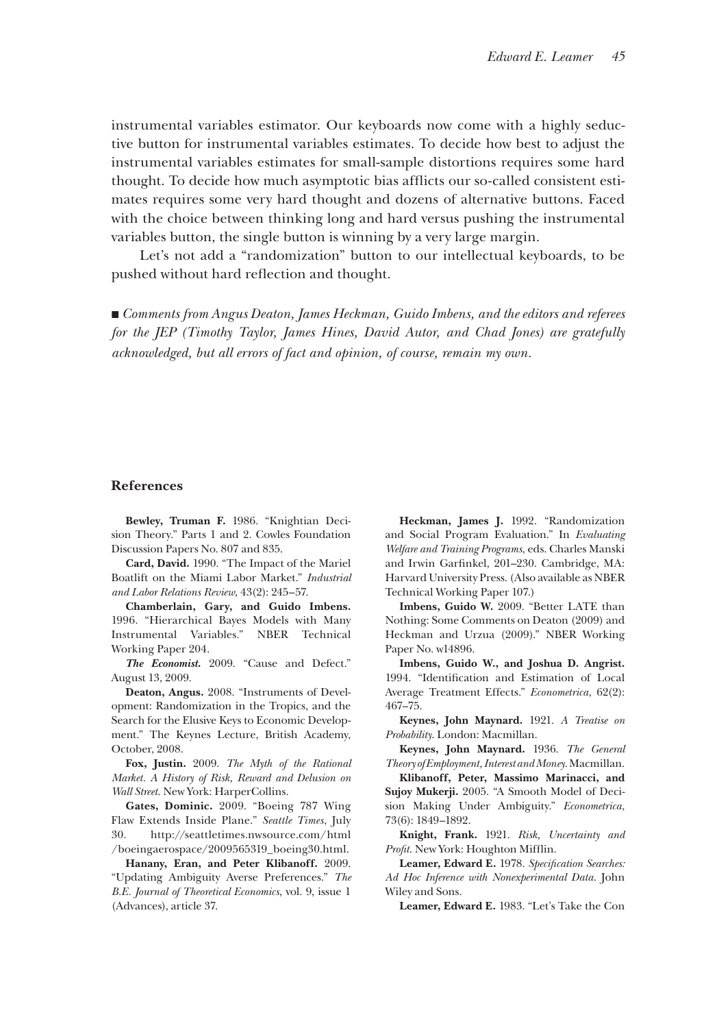instrumental variables estimator. Our keyboards now come with a highly seductive button for instrumental variables estimates. To decide how best to adjust the instrumental variables estimates for small-sample distortions requires some hard thought. To decide how much asymptotic bias afflicts our so-called consistent estimates requires some very hard thought and dozens of alternative buttons. Faced with the choice between thinking long and hard versus pushing the instrumental variables button, the single button is winning by a very large margin.

Let's not add a "randomization" button to our intellectual keyboards, to be pushed without hard reflection and thought.

■ *Comments from Angus Deaton, James Heckman, Guido Imbens, and the editors and referees for the JEP (Timothy Taylor, James Hines, David Autor, and Chad Jones) are gratefully acknowledged, but all errors of fact and opinion, of course, remain my own.*

### References

**Bewley, Truman F.** 1986. "Knightian Decision Theory." Parts 1 and 2. Cowles Foundation Discussion Papers No. 807 and 835.

**Card, David.** 1990. "The Impact of the Mariel Boatlift on the Miami Labor Market." *Industrial and Labor Relations Review*, 43(2): 245–57.

**Chamberlain, Gary, and Guido Imbens.** 1996. "Hierarchical Bayes Models with Many Instrumental Variables." NBER Technical Working Paper 204.

***The Economist.*** 2009. "Cause and Defect." August 13, 2009.

**Deaton, Angus.** 2008. "Instruments of Development: Randomization in the Tropics, and the Search for the Elusive Keys to Economic Development." The Keynes Lecture, British Academy, October, 2008.

**Fox, Justin.** 2009. *The Myth of the Rational Market. A History of Risk, Reward and Delusion on Wall Street.* New York: HarperCollins.

**Gates, Dominic.** 2009. "Boeing 787 Wing Flaw Extends Inside Plane." *Seattle Times*, July 30. http://seattletimes.nwsource.com/html/boeingaerospace/2009565319_boeing30.html.

**Hanany, Eran, and Peter Klibanoff.** 2009. "Updating Ambiguity Averse Preferences." *The B.E. Journal of Theoretical Economics*, vol. 9, issue 1 (Advances), article 37.

**Heckman, James J.** 1992. "Randomization and Social Program Evaluation." In *Evaluating Welfare and Training Programs*, eds. Charles Manski and Irwin Garfinkel, 201–230. Cambridge, MA: Harvard University Press. (Also available as NBER Technical Working Paper 107.)

**Imbens, Guido W.** 2009. "Better LATE than Nothing: Some Comments on Deaton (2009) and Heckman and Urzua (2009)." NBER Working Paper No. w14896.

**Imbens, Guido W., and Joshua D. Angrist.** 1994. "Identification and Estimation of Local Average Treatment Effects." *Econometrica*, 62(2): 467–75.

**Keynes, John Maynard.** 1921. *A Treatise on Probability.* London: Macmillan.

**Keynes, John Maynard.** 1936. *The General Theory of Employment, Interest and Money.* Macmillan.

**Klibanoff, Peter, Massimo Marinacci, and Sujoy Mukerji.** 2005. "A Smooth Model of Decision Making Under Ambiguity." *Econometrica*, 73(6): 1849–1892.

**Knight, Frank.** 1921. *Risk, Uncertainty and Profit.* New York: Houghton Mifflin.

**Leamer, Edward E.** 1978. *Specification Searches: Ad Hoc Inference with Nonexperimental Data.* John Wiley and Sons.

**Leamer, Edward E.** 1983. "Let's Take the Con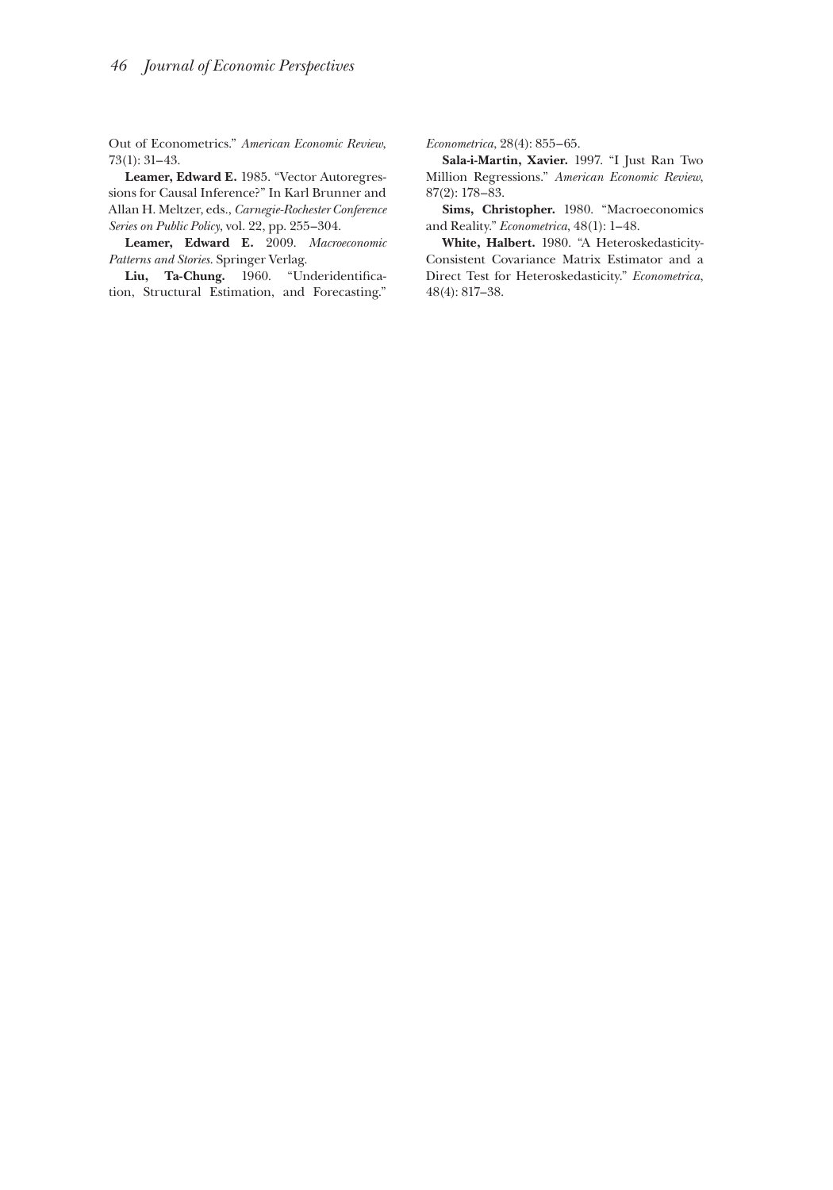Out of Econometrics." *American Economic Review*, 73(1): 31–43.

**Leamer, Edward E.** 1985. "Vector Autoregressions for Causal Inference?" In Karl Brunner and Allan H. Meltzer, eds., *Carnegie-Rochester Conference Series on Public Policy*, vol. 22, pp. 255–304.

**Leamer, Edward E.** 2009. *Macroeconomic Patterns and Stories.* Springer Verlag.

**Liu, Ta-Chung.** 1960. "Underidentification, Structural Estimation, and Forecasting." *Econometrica*, 28(4): 855–65.

**Sala-i-Martin, Xavier.** 1997. "I Just Ran Two Million Regressions." *American Economic Review,* 87(2): 178–83.

**Sims, Christopher.** 1980. "Macroeconomics and Reality." *Econometrica*, 48(1): 1–48.

**White, Halbert.** 1980. "A Heteroskedasticity-Consistent Covariance Matrix Estimator and a Direct Test for Heteroskedasticity." *Econometrica*, 48(4): 817–38.